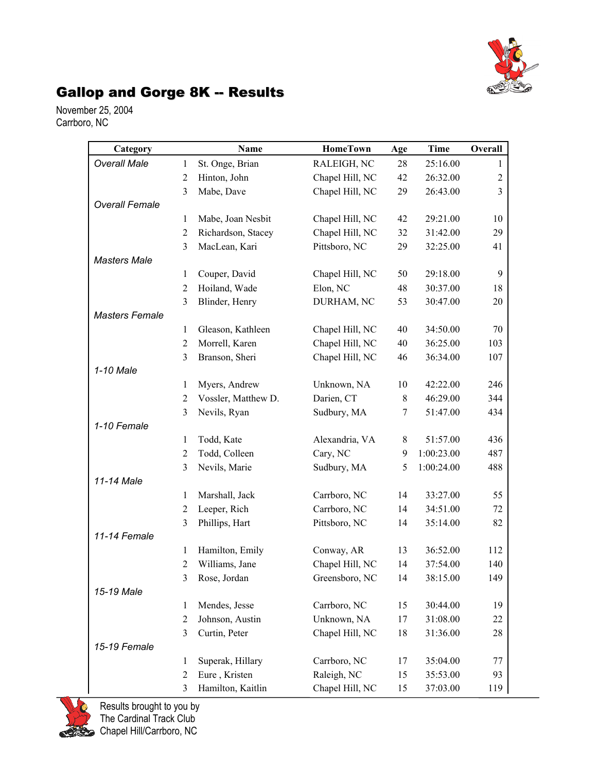# Gallop and Gorge 8K -- Results

November 25, 2004
Carrboro, NC

| Category | | Name | HomeTown | Age | Time | Overall |
|---|---|---|---|---|---|---|
| *Overall Male* | 1 | St. Onge, Brian | RALEIGH, NC | 28 | 25:16.00 | 1 |
| | 2 | Hinton, John | Chapel Hill, NC | 42 | 26:32.00 | 2 |
| | 3 | Mabe, Dave | Chapel Hill, NC | 29 | 26:43.00 | 3 |
| *Overall Female* | | | | | | |
| | 1 | Mabe, Joan Nesbit | Chapel Hill, NC | 42 | 29:21.00 | 10 |
| | 2 | Richardson, Stacey | Chapel Hill, NC | 32 | 31:42.00 | 29 |
| | 3 | MacLean, Kari | Pittsboro, NC | 29 | 32:25.00 | 41 |
| *Masters Male* | | | | | | |
| | 1 | Couper, David | Chapel Hill, NC | 50 | 29:18.00 | 9 |
| | 2 | Hoiland, Wade | Elon, NC | 48 | 30:37.00 | 18 |
| | 3 | Blinder, Henry | DURHAM, NC | 53 | 30:47.00 | 20 |
| *Masters Female* | | | | | | |
| | 1 | Gleason, Kathleen | Chapel Hill, NC | 40 | 34:50.00 | 70 |
| | 2 | Morrell, Karen | Chapel Hill, NC | 40 | 36:25.00 | 103 |
| | 3 | Branson, Sheri | Chapel Hill, NC | 46 | 36:34.00 | 107 |
| *1-10 Male* | | | | | | |
| | 1 | Myers, Andrew | Unknown, NA | 10 | 42:22.00 | 246 |
| | 2 | Vossler, Matthew D. | Darien, CT | 8 | 46:29.00 | 344 |
| | 3 | Nevils, Ryan | Sudbury, MA | 7 | 51:47.00 | 434 |
| *1-10 Female* | | | | | | |
| | 1 | Todd, Kate | Alexandria, VA | 8 | 51:57.00 | 436 |
| | 2 | Todd, Colleen | Cary, NC | 9 | 1:00:23.00 | 487 |
| | 3 | Nevils, Marie | Sudbury, MA | 5 | 1:00:24.00 | 488 |
| *11-14 Male* | | | | | | |
| | 1 | Marshall, Jack | Carrboro, NC | 14 | 33:27.00 | 55 |
| | 2 | Leeper, Rich | Carrboro, NC | 14 | 34:51.00 | 72 |
| | 3 | Phillips, Hart | Pittsboro, NC | 14 | 35:14.00 | 82 |
| *11-14 Female* | | | | | | |
| | 1 | Hamilton, Emily | Conway, AR | 13 | 36:52.00 | 112 |
| | 2 | Williams, Jane | Chapel Hill, NC | 14 | 37:54.00 | 140 |
| | 3 | Rose, Jordan | Greensboro, NC | 14 | 38:15.00 | 149 |
| *15-19 Male* | | | | | | |
| | 1 | Mendes, Jesse | Carrboro, NC | 15 | 30:44.00 | 19 |
| | 2 | Johnson, Austin | Unknown, NA | 17 | 31:08.00 | 22 |
| | 3 | Curtin, Peter | Chapel Hill, NC | 18 | 31:36.00 | 28 |
| *15-19 Female* | | | | | | |
| | 1 | Superak, Hillary | Carrboro, NC | 17 | 35:04.00 | 77 |
| | 2 | Eure , Kristen | Raleigh, NC | 15 | 35:53.00 | 93 |
| | 3 | Hamilton, Kaitlin | Chapel Hill, NC | 15 | 37:03.00 | 119 |

Results brought to you by
The Cardinal Track Club
Chapel Hill/Carrboro, NC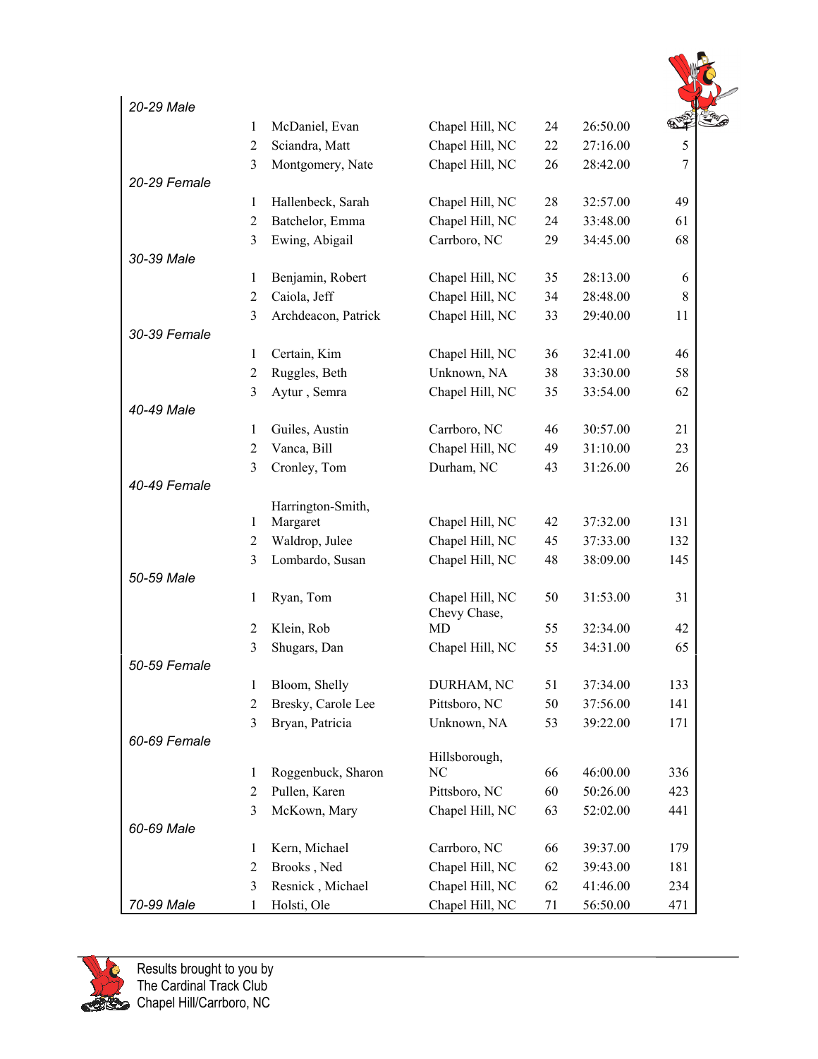| | | | | | | |
|---|---|---|---|---|---|---|
| *20-29 Male* | | | | | | |
| | 1 | McDaniel, Evan | Chapel Hill, NC | 24 | 26:50.00 | 4 |
| | 2 | Sciandra, Matt | Chapel Hill, NC | 22 | 27:16.00 | 5 |
| | 3 | Montgomery, Nate | Chapel Hill, NC | 26 | 28:42.00 | 7 |
| *20-29 Female* | | | | | | |
| | 1 | Hallenbeck, Sarah | Chapel Hill, NC | 28 | 32:57.00 | 49 |
| | 2 | Batchelor, Emma | Chapel Hill, NC | 24 | 33:48.00 | 61 |
| | 3 | Ewing, Abigail | Carrboro, NC | 29 | 34:45.00 | 68 |
| *30-39 Male* | | | | | | |
| | 1 | Benjamin, Robert | Chapel Hill, NC | 35 | 28:13.00 | 6 |
| | 2 | Caiola, Jeff | Chapel Hill, NC | 34 | 28:48.00 | 8 |
| | 3 | Archdeacon, Patrick | Chapel Hill, NC | 33 | 29:40.00 | 11 |
| *30-39 Female* | | | | | | |
| | 1 | Certain, Kim | Chapel Hill, NC | 36 | 32:41.00 | 46 |
| | 2 | Ruggles, Beth | Unknown, NA | 38 | 33:30.00 | 58 |
| | 3 | Aytur , Semra | Chapel Hill, NC | 35 | 33:54.00 | 62 |
| *40-49 Male* | | | | | | |
| | 1 | Guiles, Austin | Carrboro, NC | 46 | 30:57.00 | 21 |
| | 2 | Vanca, Bill | Chapel Hill, NC | 49 | 31:10.00 | 23 |
| | 3 | Cronley, Tom | Durham, NC | 43 | 31:26.00 | 26 |
| *40-49 Female* | | | | | | |
| | 1 | Harrington-Smith, Margaret | Chapel Hill, NC | 42 | 37:32.00 | 131 |
| | 2 | Waldrop, Julee | Chapel Hill, NC | 45 | 37:33.00 | 132 |
| | 3 | Lombardo, Susan | Chapel Hill, NC | 48 | 38:09.00 | 145 |
| *50-59 Male* | | | | | | |
| | 1 | Ryan, Tom | Chapel Hill, NC | 50 | 31:53.00 | 31 |
| | 2 | Klein, Rob | Chevy Chase, MD | 55 | 32:34.00 | 42 |
| | 3 | Shugars, Dan | Chapel Hill, NC | 55 | 34:31.00 | 65 |
| *50-59 Female* | | | | | | |
| | 1 | Bloom, Shelly | DURHAM, NC | 51 | 37:34.00 | 133 |
| | 2 | Bresky, Carole Lee | Pittsboro, NC | 50 | 37:56.00 | 141 |
| | 3 | Bryan, Patricia | Unknown, NA | 53 | 39:22.00 | 171 |
| *60-69 Female* | | | | | | |
| | 1 | Roggenbuck, Sharon | Hillsborough, NC | 66 | 46:00.00 | 336 |
| | 2 | Pullen, Karen | Pittsboro, NC | 60 | 50:26.00 | 423 |
| | 3 | McKown, Mary | Chapel Hill, NC | 63 | 52:02.00 | 441 |
| *60-69 Male* | | | | | | |
| | 1 | Kern, Michael | Carrboro, NC | 66 | 39:37.00 | 179 |
| | 2 | Brooks , Ned | Chapel Hill, NC | 62 | 39:43.00 | 181 |
| | 3 | Resnick , Michael | Chapel Hill, NC | 62 | 41:46.00 | 234 |
| *70-99 Male* | 1 | Holsti, Ole | Chapel Hill, NC | 71 | 56:50.00 | 471 |

Results brought to you by
The Cardinal Track Club
Chapel Hill/Carrboro, NC